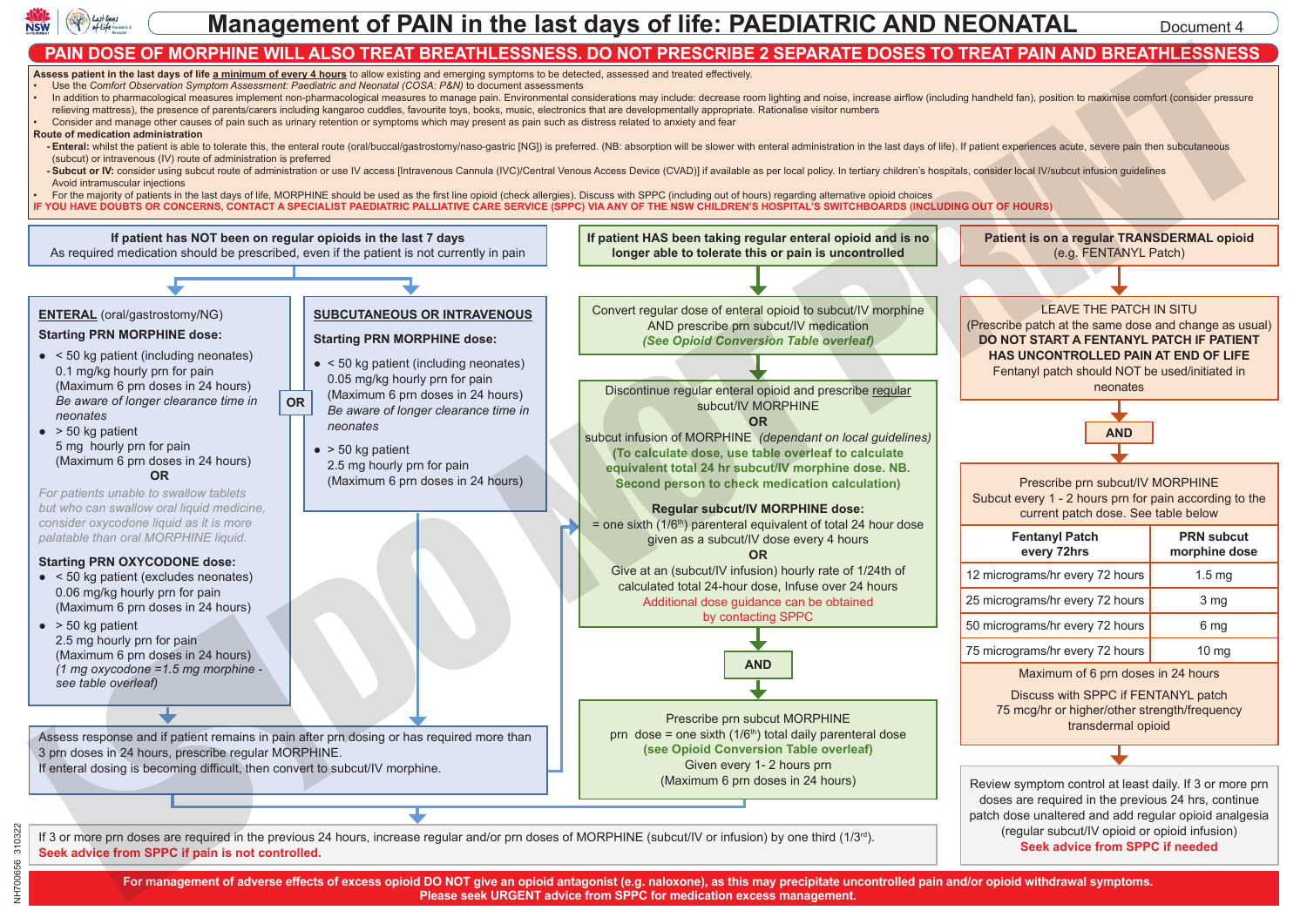# Management of PAIN in the last days of life: PAEDIATRIC AND NEONATAL

Document 4

## PAIN DOSE OF MORPHINE WILL ALSO TREAT BREATHLESSNESS. DO NOT PRESCRIBE 2 SEPARATE DOSES TO TREAT PAIN AND BREATHLESSNESS

**Assess patient in the last days of life a minimum of every 4 hours** to allow existing and emerging symptoms to be detected, assessed and treated effectively.

- Use the *Comfort Observation Symptom Assessment: Paediatric and Neonatal (COSA: P&N)* to document assessments
- In addition to pharmacological measures implement non-pharmacological measures to manage pain. Environmental considerations may include: decrease room lighting and noise, increase airflow (including handheld fan), position to maximise comfort (consider pressure relieving mattress), the presence of parents/carers including kangaroo cuddles, favourite toys, books, music, electronics that are developmentally appropriate. Rationalise visitor numbers
- Consider and manage other causes of pain such as urinary retention or symptoms which may present as pain such as distress related to anxiety and fear

**Route of medication administration**

- **Enteral:** whilst the patient is able to tolerate this, the enteral route (oral/buccal/gastrostomy/naso-gastric [NG]) is preferred. (NB: absorption will be slower with enteral administration in the last days of life). If patient experiences acute, severe pain then subcutaneous (subcut) or intravenous (IV) route of administration is preferred
- **Subcut or IV:** consider using subcut route of administration or use IV access [Intravenous Cannula (IVC)/Central Venous Access Device (CVAD)] if available as per local policy. In tertiary children's hospitals, consider local IV/subcut infusion guidelines. Avoid intramuscular injections
- For the majority of patients in the last days of life, MORPHINE should be used as the first line opioid (check allergies). Discuss with SPPC (including out of hours) regarding alternative opioid choices

**IF YOU HAVE DOUBTS OR CONCERNS, CONTACT A SPECIALIST PAEDIATRIC PALLIATIVE CARE SERVICE (SPPC) VIA ANY OF THE NSW CHILDREN'S HOSPITAL'S SWITCHBOARDS (INCLUDING OUT OF HOURS)**

---

### If patient has NOT been on regular opioids in the last 7 days

As required medication should be prescribed, even if the patient is not currently in pain

#### ENTERAL (oral/gastrostomy/NG)

**Starting PRN MORPHINE dose:**

- < 50 kg patient (including neonates)
  0.1 mg/kg hourly prn for pain
  (Maximum 6 prn doses in 24 hours)
  *Be aware of longer clearance time in neonates*
- > 50 kg patient
  5 mg hourly prn for pain
  (Maximum 6 prn doses in 24 hours)

**OR**

*For patients unable to swallow tablets but who can swallow oral liquid medicine, consider oxycodone liquid as it is more palatable than oral MORPHINE liquid.*

**Starting PRN OXYCODONE dose:**

- < 50 kg patient (excludes neonates)
  0.06 mg/kg hourly prn for pain
  (Maximum 6 prn doses in 24 hours)
- > 50 kg patient
  2.5 mg hourly prn for pain
  (Maximum 6 prn doses in 24 hours)
  *(1 mg oxycodone =1.5 mg morphine - see table overleaf)*

**OR**

#### SUBCUTANEOUS OR INTRAVENOUS

**Starting PRN MORPHINE dose:**

- < 50 kg patient (including neonates)
  0.05 mg/kg hourly prn for pain
  (Maximum 6 prn doses in 24 hours)
  *Be aware of longer clearance time in neonates*
- > 50 kg patient
  2.5 mg hourly prn for pain
  (Maximum 6 prn doses in 24 hours)

Assess response and if patient remains in pain after prn dosing or has required more than 3 prn doses in 24 hours, prescribe regular MORPHINE.
If enteral dosing is becoming difficult, then convert to subcut/IV morphine.

---

### If patient HAS been taking regular enteral opioid and is no longer able to tolerate this or pain is uncontrolled

Convert regular dose of enteral opioid to subcut/IV morphine AND prescribe prn subcut/IV medication
***(See Opioid Conversion Table overleaf)***

Discontinue regular enteral opioid and prescribe regular subcut/IV MORPHINE

**OR**

subcut infusion of MORPHINE *(dependant on local guidelines)*
**(To calculate dose, use table overleaf to calculate equivalent total 24 hr subcut/IV morphine dose. NB. Second person to check medication calculation)**

**Regular subcut/IV MORPHINE dose:**

= one sixth (1/6th) parenteral equivalent of total 24 hour dose given as a subcut/IV dose every 4 hours

**OR**

Give at an (subcut/IV infusion) hourly rate of 1/24th of calculated total 24-hour dose, Infuse over 24 hours

Additional dose guidance can be obtained by contacting SPPC

**AND**

Prescribe prn subcut MORPHINE
prn dose = one sixth (1/6th) total daily parenteral dose
**(see Opioid Conversion Table overleaf)**
Given every 1- 2 hours prn
(Maximum 6 prn doses in 24 hours)

---

If 3 or more prn doses are required in the previous 24 hours, increase regular and/or prn doses of MORPHINE (subcut/IV or infusion) by one third (1/3rd).
**Seek advice from SPPC if pain is not controlled.**

---

### Patient is on a regular TRANSDERMAL opioid

(e.g. FENTANYL Patch)

LEAVE THE PATCH IN SITU
(Prescribe patch at the same dose and change as usual)
**DO NOT START A FENTANYL PATCH IF PATIENT HAS UNCONTROLLED PAIN AT END OF LIFE**
Fentanyl patch should NOT be used/initiated in neonates

**AND**

Prescribe prn subcut/IV MORPHINE
Subcut every 1 - 2 hours prn for pain according to the current patch dose. See table below

| Fentanyl Patch every 72hrs | PRN subcut morphine dose |
|---|---|
| 12 micrograms/hr every 72 hours | 1.5 mg |
| 25 micrograms/hr every 72 hours | 3 mg |
| 50 micrograms/hr every 72 hours | 6 mg |
| 75 micrograms/hr every 72 hours | 10 mg |

Maximum of 6 prn doses in 24 hours

Discuss with SPPC if FENTANYL patch 75 mcg/hr or higher/other strength/frequency transdermal opioid

Review symptom control at least daily. If 3 or more prn doses are required in the previous 24 hrs, continue patch dose unaltered and add regular opioid analgesia (regular subcut/IV opioid or opioid infusion)
**Seek advice from SPPC if needed**

---

**For management of adverse effects of excess opioid DO NOT give an opioid antagonist (e.g. naloxone), as this may precipitate uncontrolled pain and/or opioid withdrawal symptoms. Please seek URGENT advice from SPPC for medication excess management.**

NH700656 310322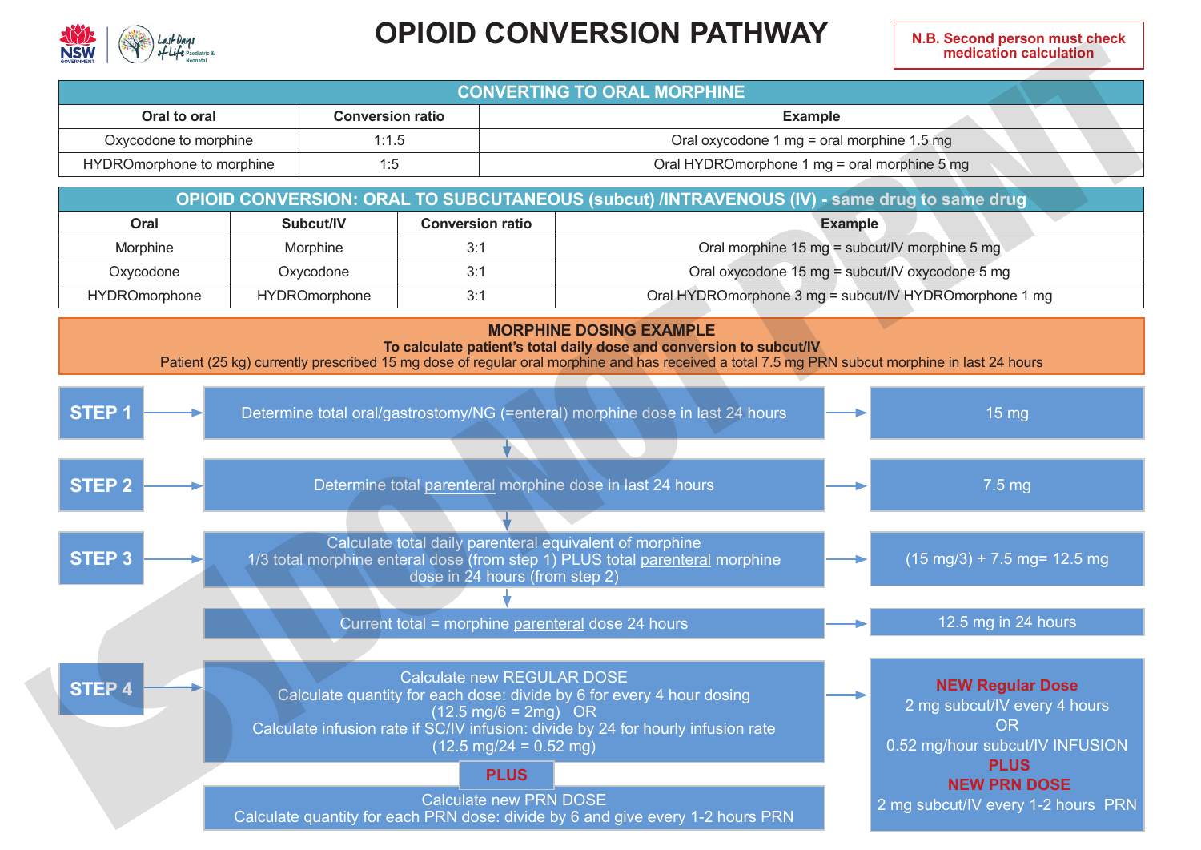# OPIOID CONVERSION PATHWAY

**N.B. Second person must check medication calculation**

## CONVERTING TO ORAL MORPHINE

| Oral to oral | Conversion ratio | Example |
|---|---|---|
| Oxycodone to morphine | 1:1.5 | Oral oxycodone 1 mg = oral morphine 1.5 mg |
| HYDROmorphone to morphine | 1:5 | Oral HYDROmorphone 1 mg = oral morphine 5 mg |

## OPIOID CONVERSION: ORAL TO SUBCUTANEOUS (subcut) /INTRAVENOUS (IV) - same drug to same drug

| Oral | Subcut/IV | Conversion ratio | Example |
|---|---|---|---|
| Morphine | Morphine | 3:1 | Oral morphine 15 mg = subcut/IV morphine 5 mg |
| Oxycodone | Oxycodone | 3:1 | Oral oxycodone 15 mg = subcut/IV oxycodone 5 mg |
| HYDROmorphone | HYDROmorphone | 3:1 | Oral HYDROmorphone 3 mg = subcut/IV HYDROmorphone 1 mg |

## MORPHINE DOSING EXAMPLE

**To calculate patient's total daily dose and conversion to subcut/IV**

Patient (25 kg) currently prescribed 15 mg dose of regular oral morphine and has received a total 7.5 mg PRN subcut morphine in last 24 hours

**STEP 1** → Determine total oral/gastrostomy/NG (=enteral) morphine dose in last 24 hours → 15 mg

**STEP 2** → Determine total parenteral morphine dose in last 24 hours → 7.5 mg

**STEP 3** → Calculate total daily parenteral equivalent of morphine
1/3 total morphine enteral dose (from step 1) PLUS total parenteral morphine dose in 24 hours (from step 2) → (15 mg/3) + 7.5 mg= 12.5 mg

Current total = morphine parenteral dose 24 hours → 12.5 mg in 24 hours

**STEP 4** → Calculate new REGULAR DOSE
Calculate quantity for each dose: divide by 6 for every 4 hour dosing
(12.5 mg/6 = 2mg) OR
Calculate infusion rate if SC/IV infusion: divide by 24 for hourly infusion rate
(12.5 mg/24 = 0.52 mg)

**PLUS**

Calculate new PRN DOSE
Calculate quantity for each PRN dose: divide by 6 and give every 1-2 hours PRN

→ **NEW Regular Dose**
2 mg subcut/IV every 4 hours
OR
0.52 mg/hour subcut/IV INFUSION
**PLUS**
**NEW PRN DOSE**
2 mg subcut/IV every 1-2 hours PRN

IS DO NOT PRINT